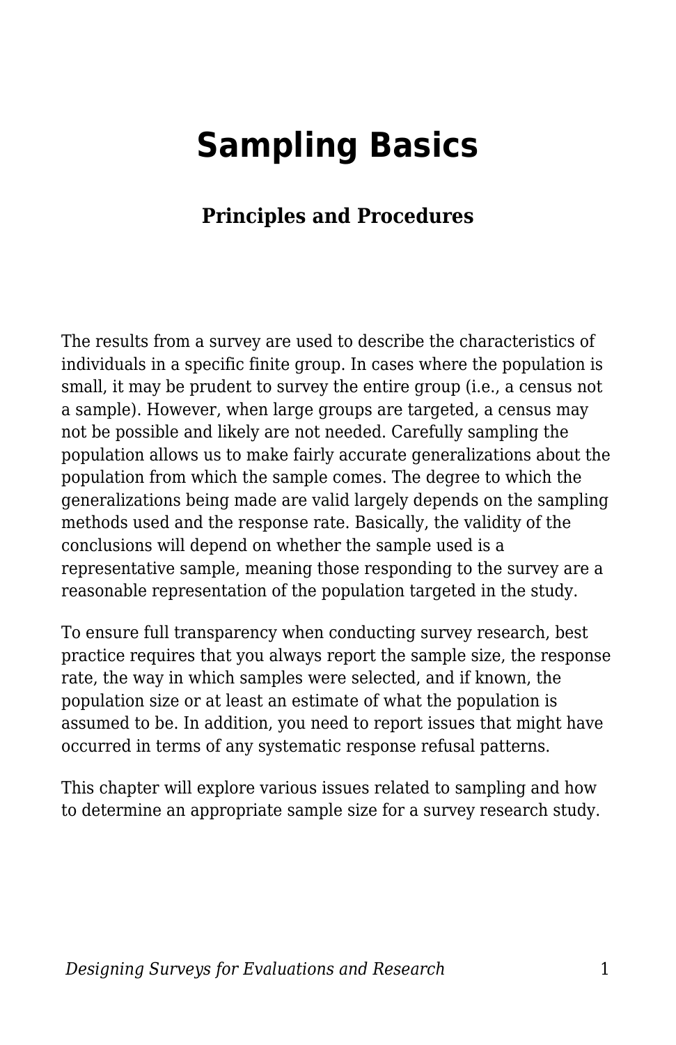# Sampling Basics

### Principles and Procedures

The results from a survey are used to describe the characteristics of individuals in a specific finite group. In cases where the population is small, it may be prudent to survey the entire group (i.e., a census not a sample). However, when large groups are targeted, a census may not be possible and likely are not needed. Carefully sampling the population allows us to make fairly accurate generalizations about the population from which the sample comes. The degree to which the generalizations being made are valid largely depends on the sampling methods used and the response rate. Basically, the validity of the conclusions will depend on whether the sample used is a representative sample, meaning those responding to the survey are a reasonable representation of the population targeted in the study.

To ensure full transparency when conducting survey research, best practice requires that you always report the sample size, the response rate, the way in which samples were selected, and if known, the population size or at least an estimate of what the population is assumed to be. In addition, you need to report issues that might have occurred in terms of any systematic response refusal patterns.

This chapter will explore various issues related to sampling and how to determine an appropriate sample size for a survey research study.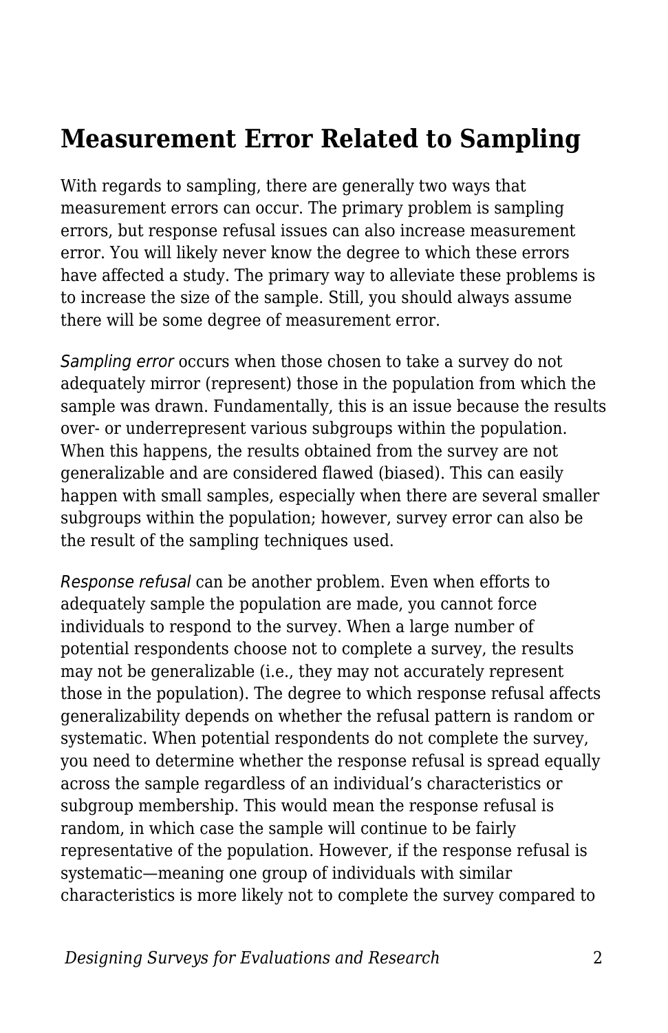## Measurement Error Related to Sampling

With regards to sampling, there are generally two ways that measurement errors can occur. The primary problem is sampling errors, but response refusal issues can also increase measurement error. You will likely never know the degree to which these errors have affected a study. The primary way to alleviate these problems is to increase the size of the sample. Still, you should always assume there will be some degree of measurement error.

*Sampling error* occurs when those chosen to take a survey do not adequately mirror (represent) those in the population from which the sample was drawn. Fundamentally, this is an issue because the results over- or underrepresent various subgroups within the population. When this happens, the results obtained from the survey are not generalizable and are considered flawed (biased). This can easily happen with small samples, especially when there are several smaller subgroups within the population; however, survey error can also be the result of the sampling techniques used.

*Response refusal* can be another problem. Even when efforts to adequately sample the population are made, you cannot force individuals to respond to the survey. When a large number of potential respondents choose not to complete a survey, the results may not be generalizable (i.e., they may not accurately represent those in the population). The degree to which response refusal affects generalizability depends on whether the refusal pattern is random or systematic. When potential respondents do not complete the survey, you need to determine whether the response refusal is spread equally across the sample regardless of an individual's characteristics or subgroup membership. This would mean the response refusal is random, in which case the sample will continue to be fairly representative of the population. However, if the response refusal is systematic—meaning one group of individuals with similar characteristics is more likely not to complete the survey compared to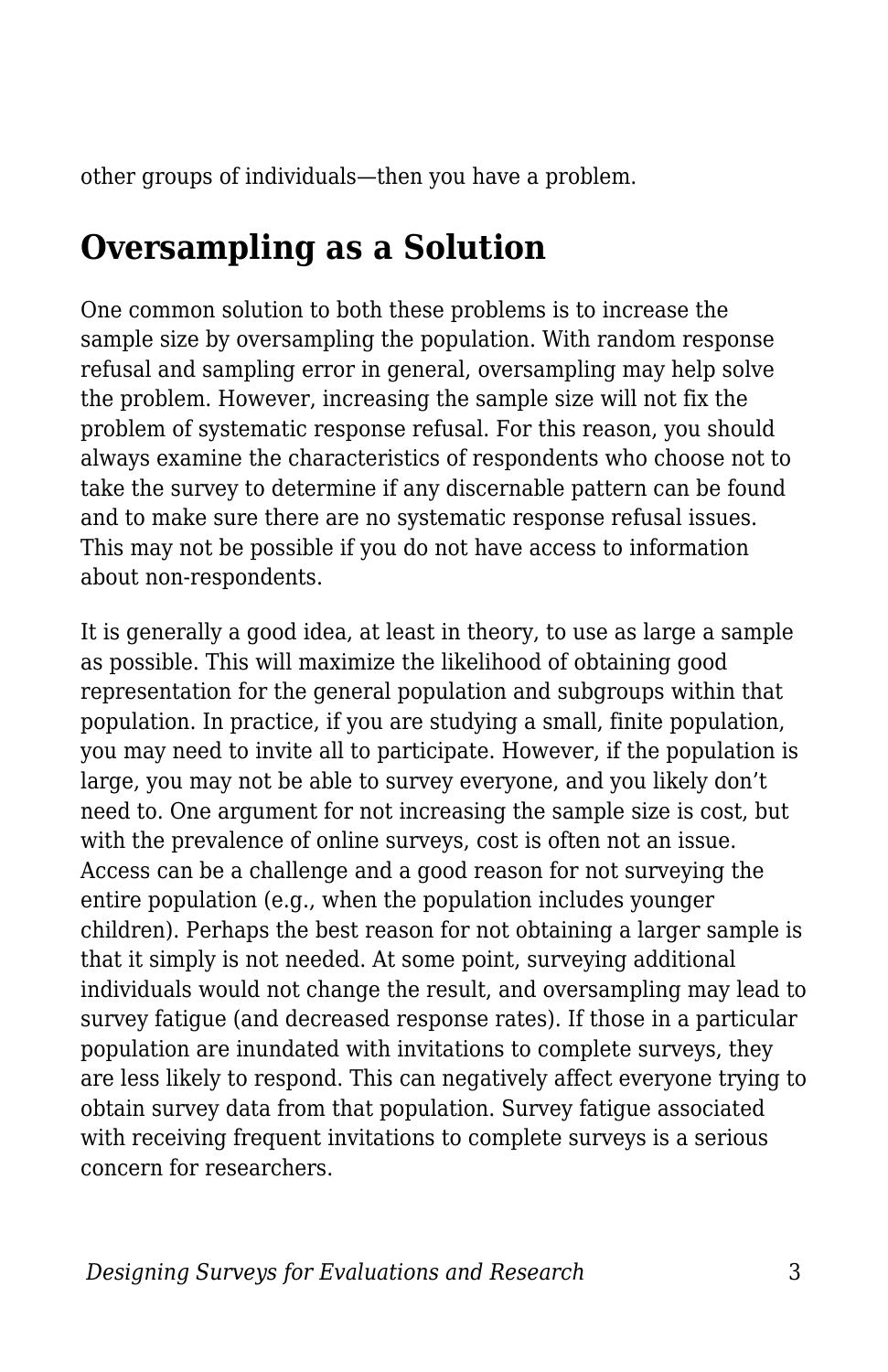other groups of individuals—then you have a problem.

## Oversampling as a Solution

One common solution to both these problems is to increase the sample size by oversampling the population. With random response refusal and sampling error in general, oversampling may help solve the problem. However, increasing the sample size will not fix the problem of systematic response refusal. For this reason, you should always examine the characteristics of respondents who choose not to take the survey to determine if any discernable pattern can be found and to make sure there are no systematic response refusal issues. This may not be possible if you do not have access to information about non-respondents.

It is generally a good idea, at least in theory, to use as large a sample as possible. This will maximize the likelihood of obtaining good representation for the general population and subgroups within that population. In practice, if you are studying a small, finite population, you may need to invite all to participate. However, if the population is large, you may not be able to survey everyone, and you likely don't need to. One argument for not increasing the sample size is cost, but with the prevalence of online surveys, cost is often not an issue. Access can be a challenge and a good reason for not surveying the entire population (e.g., when the population includes younger children). Perhaps the best reason for not obtaining a larger sample is that it simply is not needed. At some point, surveying additional individuals would not change the result, and oversampling may lead to survey fatigue (and decreased response rates). If those in a particular population are inundated with invitations to complete surveys, they are less likely to respond. This can negatively affect everyone trying to obtain survey data from that population. Survey fatigue associated with receiving frequent invitations to complete surveys is a serious concern for researchers.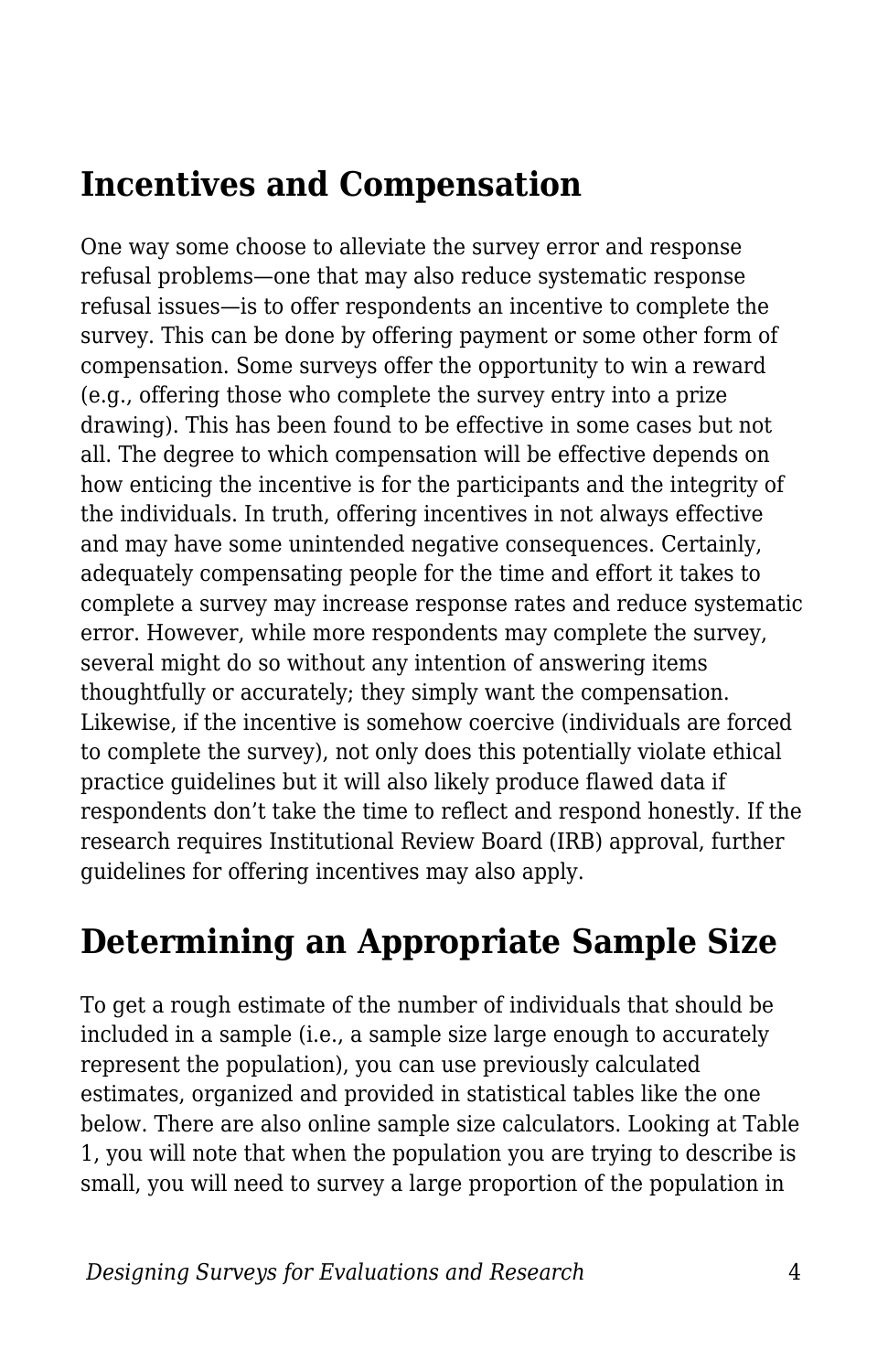## Incentives and Compensation

One way some choose to alleviate the survey error and response refusal problems—one that may also reduce systematic response refusal issues—is to offer respondents an incentive to complete the survey. This can be done by offering payment or some other form of compensation. Some surveys offer the opportunity to win a reward (e.g., offering those who complete the survey entry into a prize drawing). This has been found to be effective in some cases but not all. The degree to which compensation will be effective depends on how enticing the incentive is for the participants and the integrity of the individuals. In truth, offering incentives in not always effective and may have some unintended negative consequences. Certainly, adequately compensating people for the time and effort it takes to complete a survey may increase response rates and reduce systematic error. However, while more respondents may complete the survey, several might do so without any intention of answering items thoughtfully or accurately; they simply want the compensation. Likewise, if the incentive is somehow coercive (individuals are forced to complete the survey), not only does this potentially violate ethical practice guidelines but it will also likely produce flawed data if respondents don't take the time to reflect and respond honestly. If the research requires Institutional Review Board (IRB) approval, further guidelines for offering incentives may also apply.

## Determining an Appropriate Sample Size

To get a rough estimate of the number of individuals that should be included in a sample (i.e., a sample size large enough to accurately represent the population), you can use previously calculated estimates, organized and provided in statistical tables like the one below. There are also online sample size calculators. Looking at Table 1, you will note that when the population you are trying to describe is small, you will need to survey a large proportion of the population in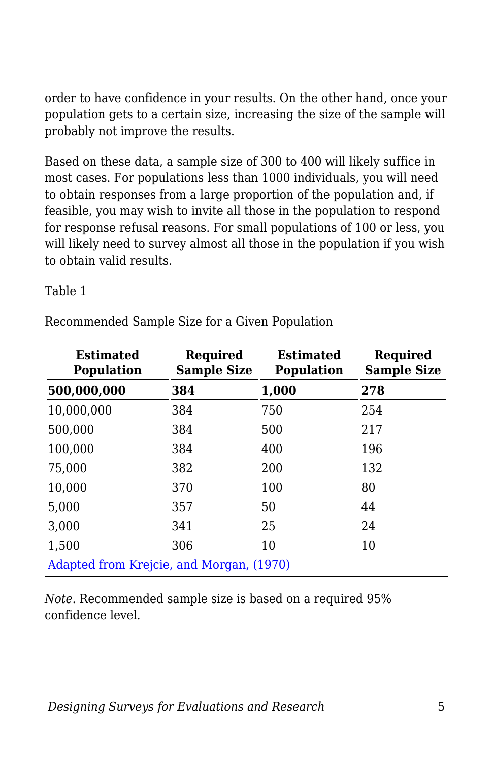order to have confidence in your results. On the other hand, once your population gets to a certain size, increasing the size of the sample will probably not improve the results.

Based on these data, a sample size of 300 to 400 will likely suffice in most cases. For populations less than 1000 individuals, you will need to obtain responses from a large proportion of the population and, if feasible, you may wish to invite all those in the population to respond for response refusal reasons. For small populations of 100 or less, you will likely need to survey almost all those in the population if you wish to obtain valid results.

Table 1

Recommended Sample Size for a Given Population

| Estimated Population | Required Sample Size | Estimated Population | Required Sample Size |
|---|---|---|---|
| **500,000,000** | **384** | **1,000** | **278** |
| 10,000,000 | 384 | 750 | 254 |
| 500,000 | 384 | 500 | 217 |
| 100,000 | 384 | 400 | 196 |
| 75,000 | 382 | 200 | 132 |
| 10,000 | 370 | 100 | 80 |
| 5,000 | 357 | 50 | 44 |
| 3,000 | 341 | 25 | 24 |
| 1,500 | 306 | 10 | 10 |
| Adapted from Krejcie, and Morgan, (1970) | | | |

*Note*. Recommended sample size is based on a required 95% confidence level.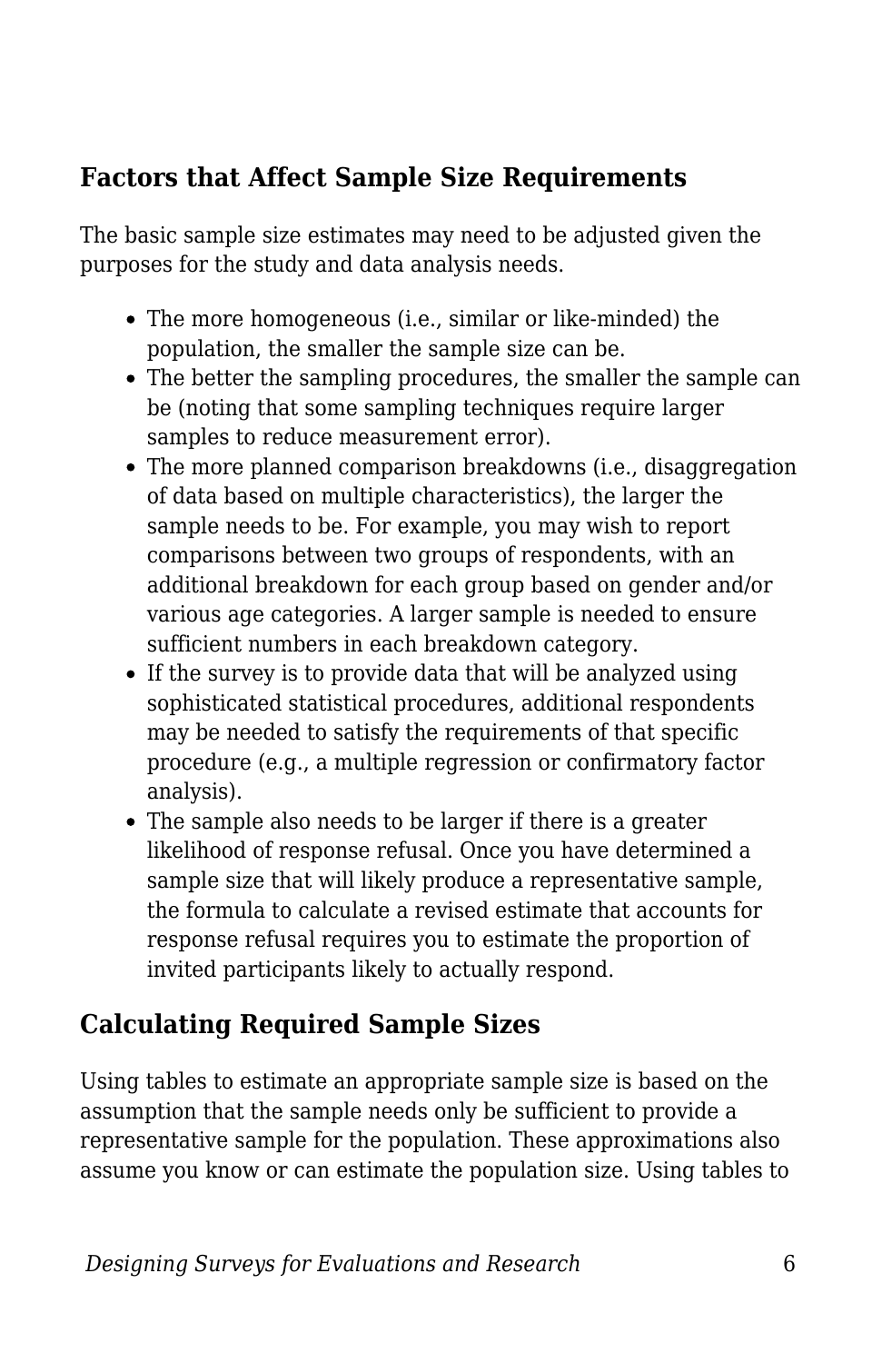## Factors that Affect Sample Size Requirements

The basic sample size estimates may need to be adjusted given the purposes for the study and data analysis needs.

- The more homogeneous (i.e., similar or like-minded) the population, the smaller the sample size can be.
- The better the sampling procedures, the smaller the sample can be (noting that some sampling techniques require larger samples to reduce measurement error).
- The more planned comparison breakdowns (i.e., disaggregation of data based on multiple characteristics), the larger the sample needs to be. For example, you may wish to report comparisons between two groups of respondents, with an additional breakdown for each group based on gender and/or various age categories. A larger sample is needed to ensure sufficient numbers in each breakdown category.
- If the survey is to provide data that will be analyzed using sophisticated statistical procedures, additional respondents may be needed to satisfy the requirements of that specific procedure (e.g., a multiple regression or confirmatory factor analysis).
- The sample also needs to be larger if there is a greater likelihood of response refusal. Once you have determined a sample size that will likely produce a representative sample, the formula to calculate a revised estimate that accounts for response refusal requires you to estimate the proportion of invited participants likely to actually respond.

## Calculating Required Sample Sizes

Using tables to estimate an appropriate sample size is based on the assumption that the sample needs only be sufficient to provide a representative sample for the population. These approximations also assume you know or can estimate the population size. Using tables to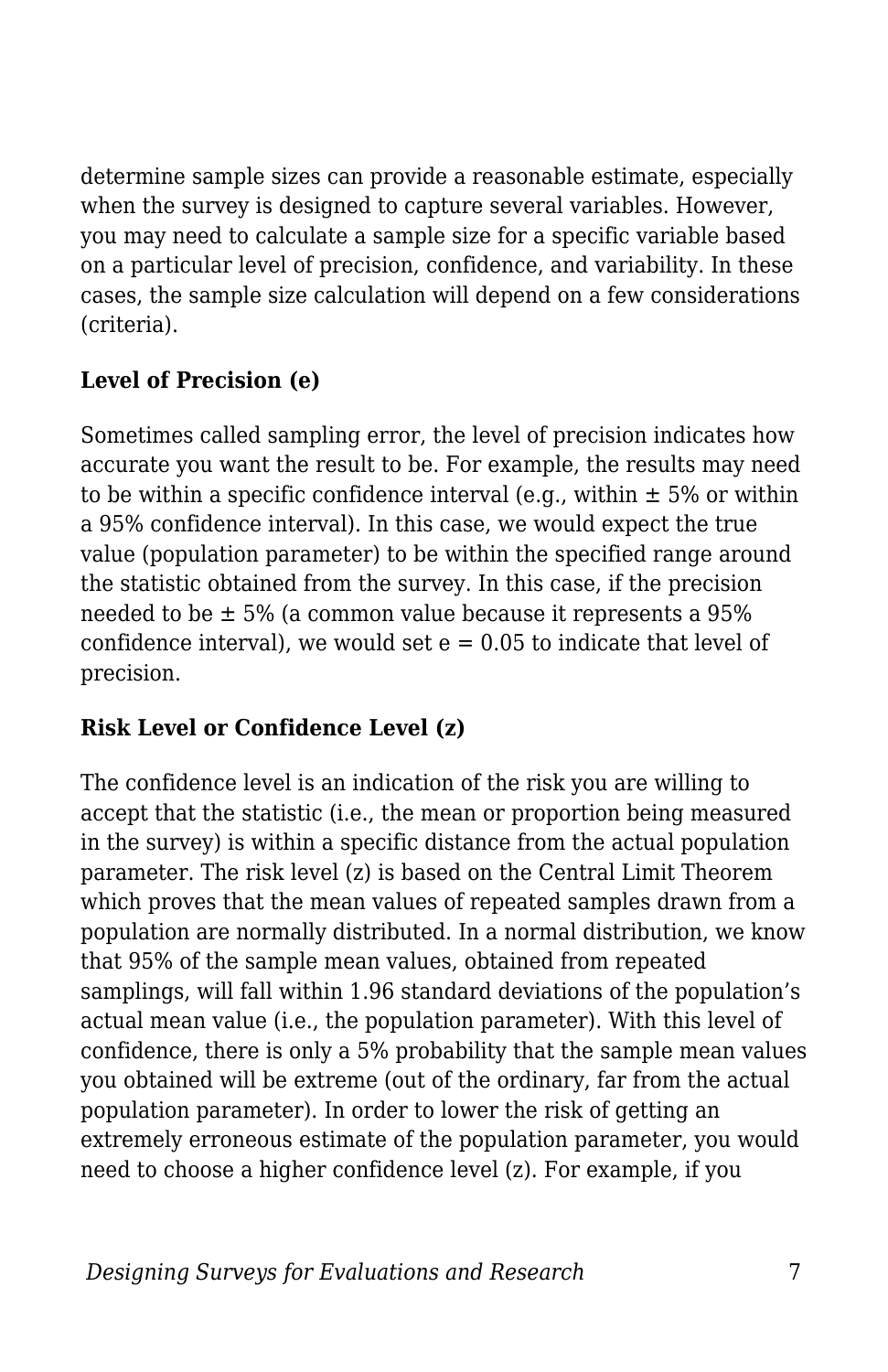determine sample sizes can provide a reasonable estimate, especially when the survey is designed to capture several variables. However, you may need to calculate a sample size for a specific variable based on a particular level of precision, confidence, and variability. In these cases, the sample size calculation will depend on a few considerations (criteria).

**Level of Precision (e)**

Sometimes called sampling error, the level of precision indicates how accurate you want the result to be. For example, the results may need to be within a specific confidence interval (e.g., within ± 5% or within a 95% confidence interval). In this case, we would expect the true value (population parameter) to be within the specified range around the statistic obtained from the survey. In this case, if the precision needed to be ± 5% (a common value because it represents a 95% confidence interval), we would set $e = 0.05$ to indicate that level of precision.

**Risk Level or Confidence Level (z)**

The confidence level is an indication of the risk you are willing to accept that the statistic (i.e., the mean or proportion being measured in the survey) is within a specific distance from the actual population parameter. The risk level (z) is based on the Central Limit Theorem which proves that the mean values of repeated samples drawn from a population are normally distributed. In a normal distribution, we know that 95% of the sample mean values, obtained from repeated samplings, will fall within 1.96 standard deviations of the population's actual mean value (i.e., the population parameter). With this level of confidence, there is only a 5% probability that the sample mean values you obtained will be extreme (out of the ordinary, far from the actual population parameter). In order to lower the risk of getting an extremely erroneous estimate of the population parameter, you would need to choose a higher confidence level (z). For example, if you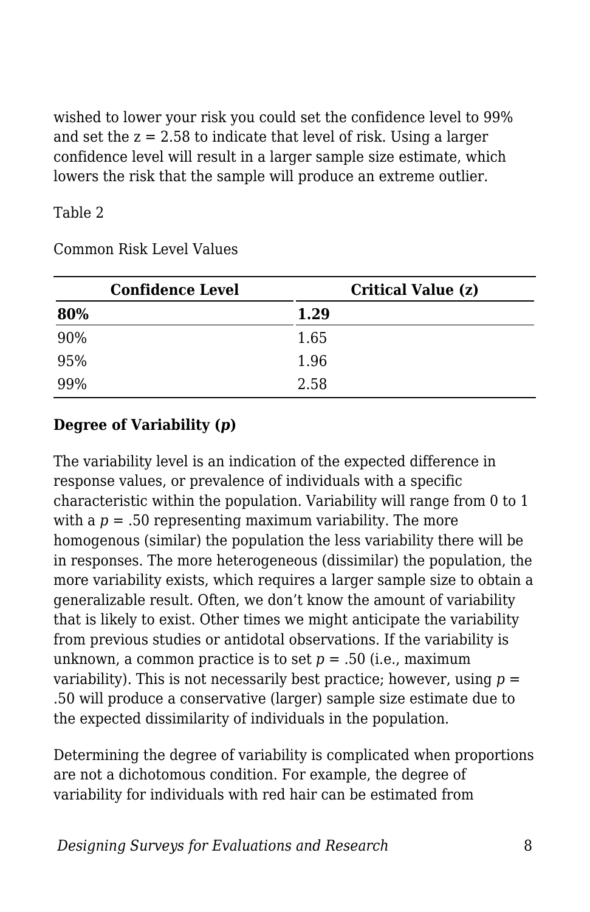wished to lower your risk you could set the confidence level to 99% and set the z = 2.58 to indicate that level of risk. Using a larger confidence level will result in a larger sample size estimate, which lowers the risk that the sample will produce an extreme outlier.

Table 2

Common Risk Level Values

| Confidence Level | Critical Value (z) |
| --- | --- |
| **80%** | **1.29** |
| 90% | 1.65 |
| 95% | 1.96 |
| 99% | 2.58 |

**Degree of Variability (*p*)**

The variability level is an indication of the expected difference in response values, or prevalence of individuals with a specific characteristic within the population. Variability will range from 0 to 1 with a $p = .50$ representing maximum variability. The more homogenous (similar) the population the less variability there will be in responses. The more heterogeneous (dissimilar) the population, the more variability exists, which requires a larger sample size to obtain a generalizable result. Often, we don't know the amount of variability that is likely to exist. Other times we might anticipate the variability from previous studies or antidotal observations. If the variability is unknown, a common practice is to set $p = .50$ (i.e., maximum variability). This is not necessarily best practice; however, using $p = .50$ will produce a conservative (larger) sample size estimate due to the expected dissimilarity of individuals in the population.

Determining the degree of variability is complicated when proportions are not a dichotomous condition. For example, the degree of variability for individuals with red hair can be estimated from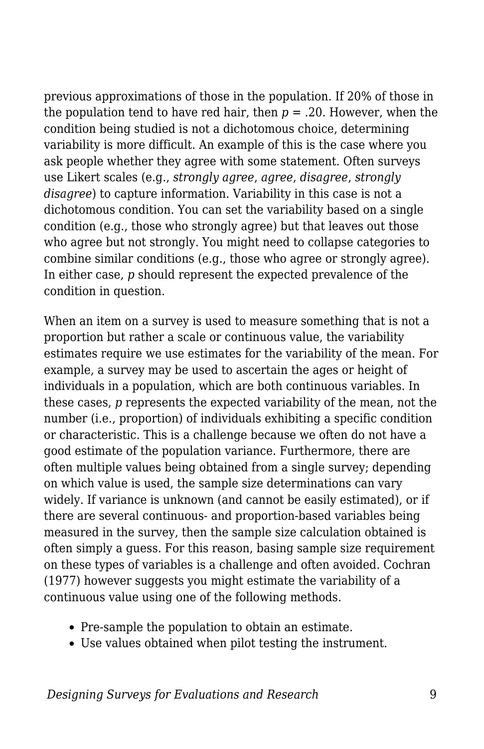previous approximations of those in the population. If 20% of those in the population tend to have red hair, then $p = .20$. However, when the condition being studied is not a dichotomous choice, determining variability is more difficult. An example of this is the case where you ask people whether they agree with some statement. Often surveys use Likert scales (e.g., *strongly agree*, *agree*, *disagree*, *strongly disagree*) to capture information. Variability in this case is not a dichotomous condition. You can set the variability based on a single condition (e.g., those who strongly agree) but that leaves out those who agree but not strongly. You might need to collapse categories to combine similar conditions (e.g., those who agree or strongly agree). In either case, $p$ should represent the expected prevalence of the condition in question.

When an item on a survey is used to measure something that is not a proportion but rather a scale or continuous value, the variability estimates require we use estimates for the variability of the mean. For example, a survey may be used to ascertain the ages or height of individuals in a population, which are both continuous variables. In these cases, $p$ represents the expected variability of the mean, not the number (i.e., proportion) of individuals exhibiting a specific condition or characteristic. This is a challenge because we often do not have a good estimate of the population variance. Furthermore, there are often multiple values being obtained from a single survey; depending on which value is used, the sample size determinations can vary widely. If variance is unknown (and cannot be easily estimated), or if there are several continuous- and proportion-based variables being measured in the survey, then the sample size calculation obtained is often simply a guess. For this reason, basing sample size requirement on these types of variables is a challenge and often avoided. Cochran (1977) however suggests you might estimate the variability of a continuous value using one of the following methods.

- Pre-sample the population to obtain an estimate.
- Use values obtained when pilot testing the instrument.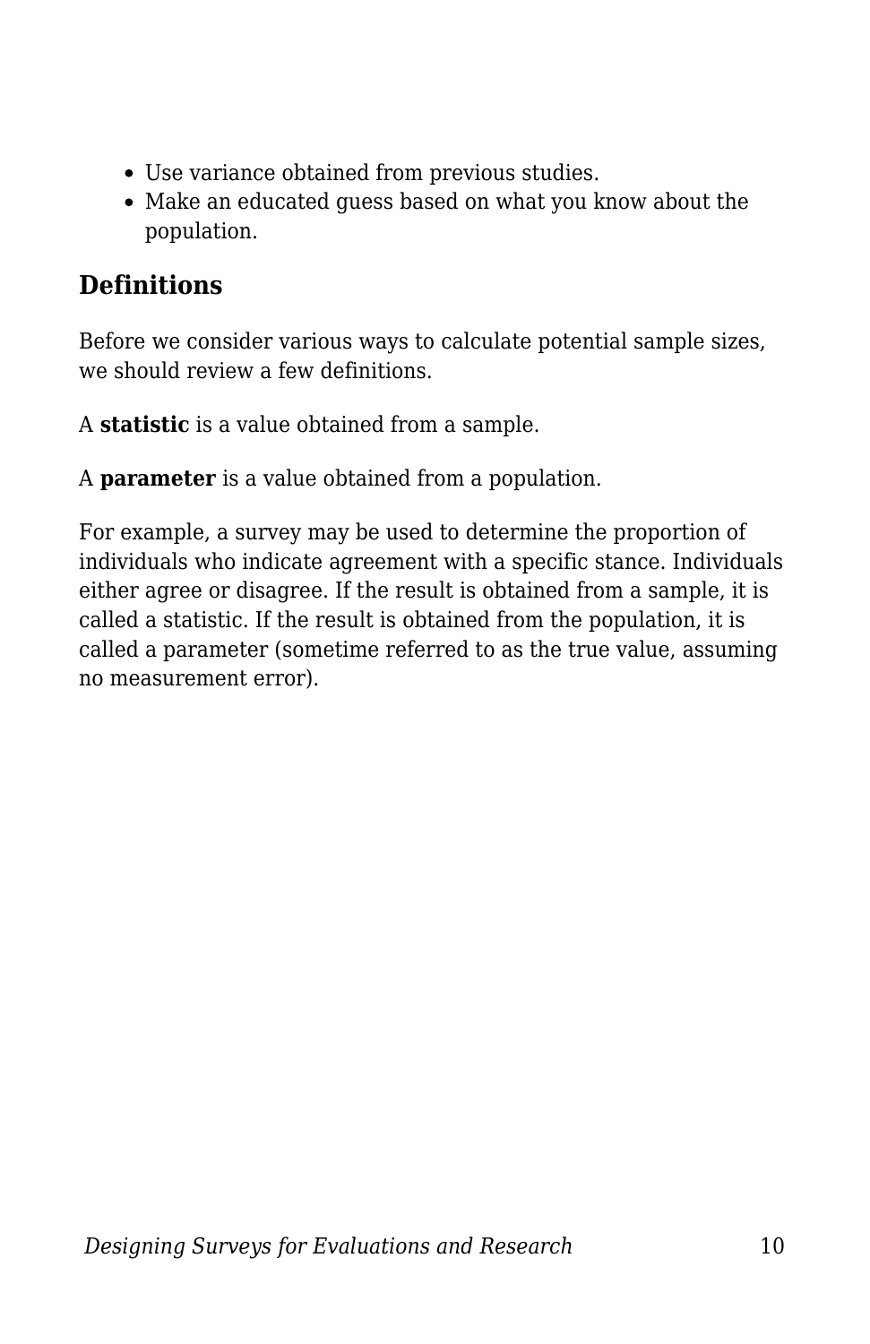- Use variance obtained from previous studies.
- Make an educated guess based on what you know about the population.

## Definitions

Before we consider various ways to calculate potential sample sizes, we should review a few definitions.

A **statistic** is a value obtained from a sample.

A **parameter** is a value obtained from a population.

For example, a survey may be used to determine the proportion of individuals who indicate agreement with a specific stance. Individuals either agree or disagree. If the result is obtained from a sample, it is called a statistic. If the result is obtained from the population, it is called a parameter (sometime referred to as the true value, assuming no measurement error).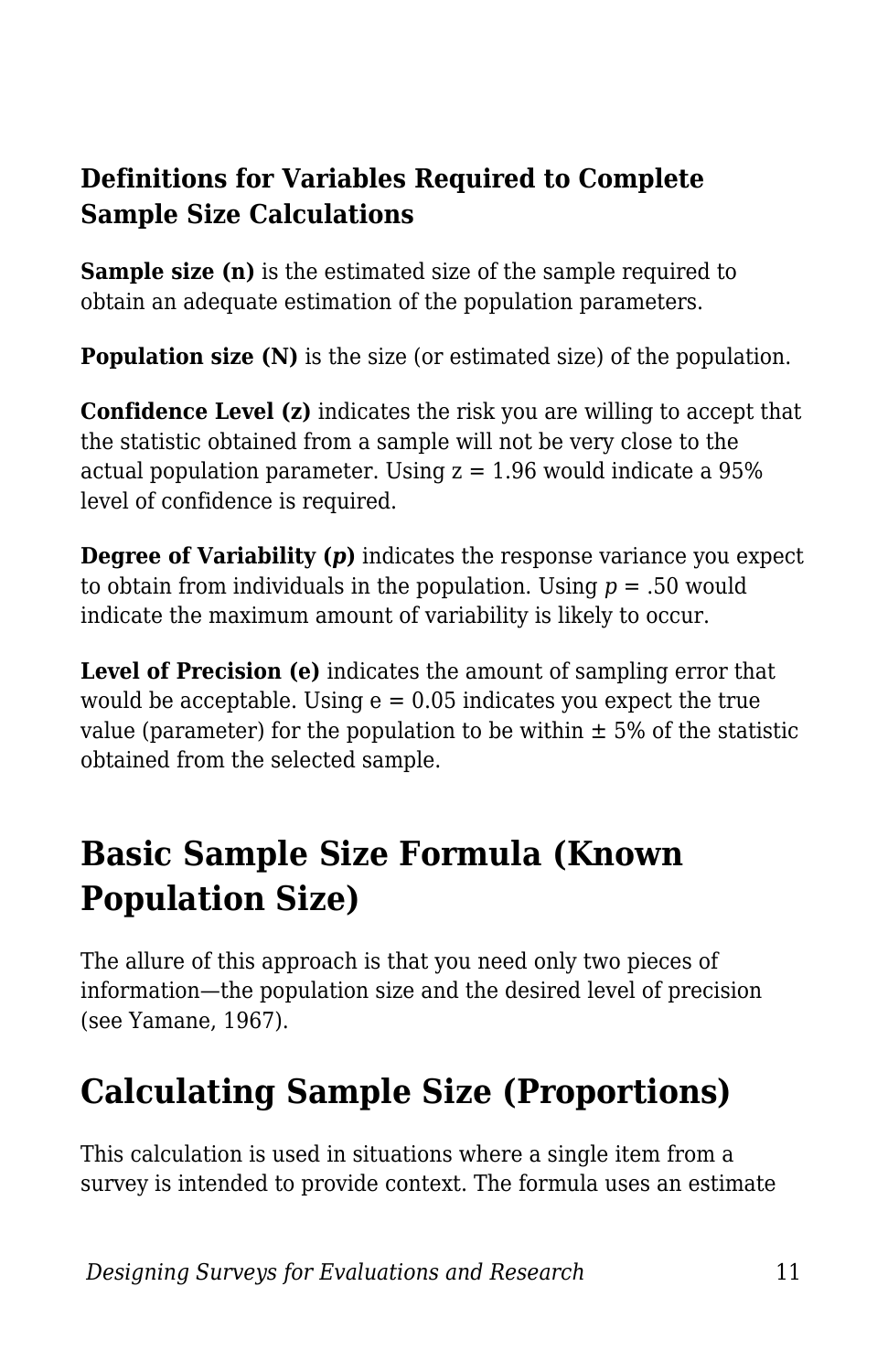### Definitions for Variables Required to Complete Sample Size Calculations

**Sample size (n)** is the estimated size of the sample required to obtain an adequate estimation of the population parameters.

**Population size (N)** is the size (or estimated size) of the population.

**Confidence Level (z)** indicates the risk you are willing to accept that the statistic obtained from a sample will not be very close to the actual population parameter. Using z = 1.96 would indicate a 95% level of confidence is required.

**Degree of Variability (*p*)** indicates the response variance you expect to obtain from individuals in the population. Using *p* = .50 would indicate the maximum amount of variability is likely to occur.

**Level of Precision (e)** indicates the amount of sampling error that would be acceptable. Using e = 0.05 indicates you expect the true value (parameter) for the population to be within ± 5% of the statistic obtained from the selected sample.

## Basic Sample Size Formula (Known Population Size)

The allure of this approach is that you need only two pieces of information—the population size and the desired level of precision (see Yamane, 1967).

## Calculating Sample Size (Proportions)

This calculation is used in situations where a single item from a survey is intended to provide context. The formula uses an estimate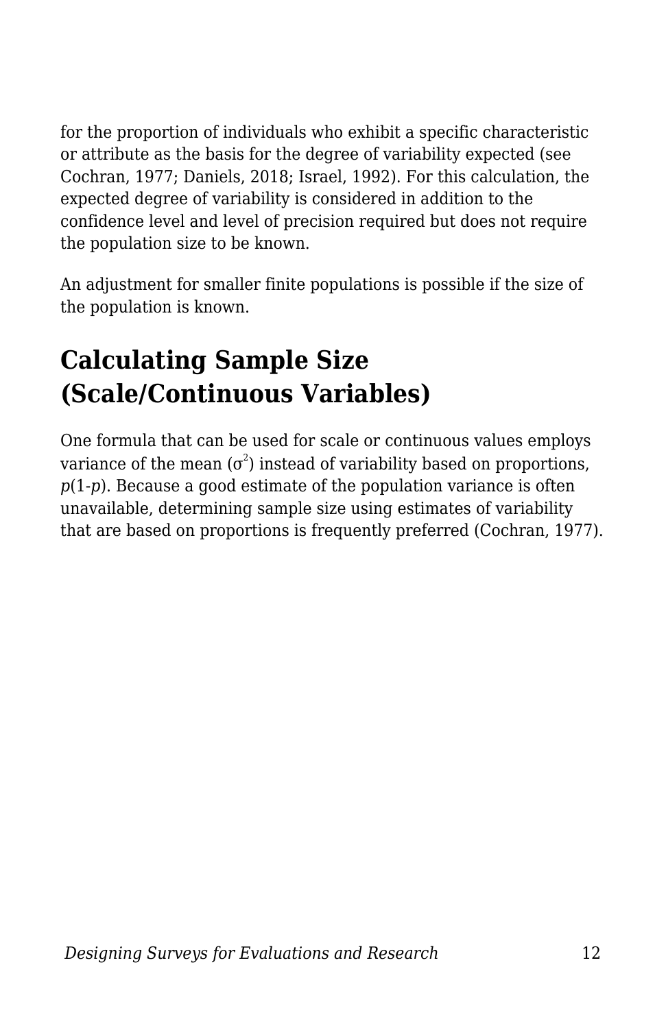for the proportion of individuals who exhibit a specific characteristic or attribute as the basis for the degree of variability expected (see Cochran, 1977; Daniels, 2018; Israel, 1992). For this calculation, the expected degree of variability is considered in addition to the confidence level and level of precision required but does not require the population size to be known.

An adjustment for smaller finite populations is possible if the size of the population is known.

## Calculating Sample Size (Scale/Continuous Variables)

One formula that can be used for scale or continuous values employs variance of the mean ($\sigma^2$) instead of variability based on proportions, $p(1\text{-}p)$. Because a good estimate of the population variance is often unavailable, determining sample size using estimates of variability that are based on proportions is frequently preferred (Cochran, 1977).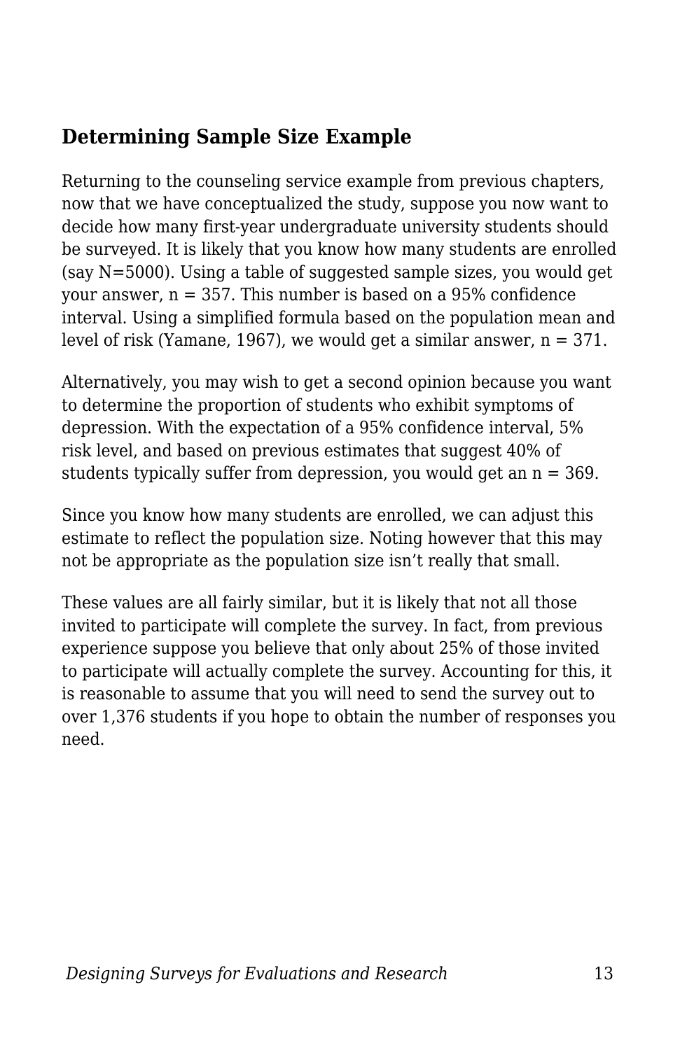## Determining Sample Size Example

Returning to the counseling service example from previous chapters, now that we have conceptualized the study, suppose you now want to decide how many first-year undergraduate university students should be surveyed. It is likely that you know how many students are enrolled (say N=5000). Using a table of suggested sample sizes, you would get your answer, n = 357. This number is based on a 95% confidence interval. Using a simplified formula based on the population mean and level of risk (Yamane, 1967), we would get a similar answer, n = 371.

Alternatively, you may wish to get a second opinion because you want to determine the proportion of students who exhibit symptoms of depression. With the expectation of a 95% confidence interval, 5% risk level, and based on previous estimates that suggest 40% of students typically suffer from depression, you would get an n = 369.

Since you know how many students are enrolled, we can adjust this estimate to reflect the population size. Noting however that this may not be appropriate as the population size isn't really that small.

These values are all fairly similar, but it is likely that not all those invited to participate will complete the survey. In fact, from previous experience suppose you believe that only about 25% of those invited to participate will actually complete the survey. Accounting for this, it is reasonable to assume that you will need to send the survey out to over 1,376 students if you hope to obtain the number of responses you need.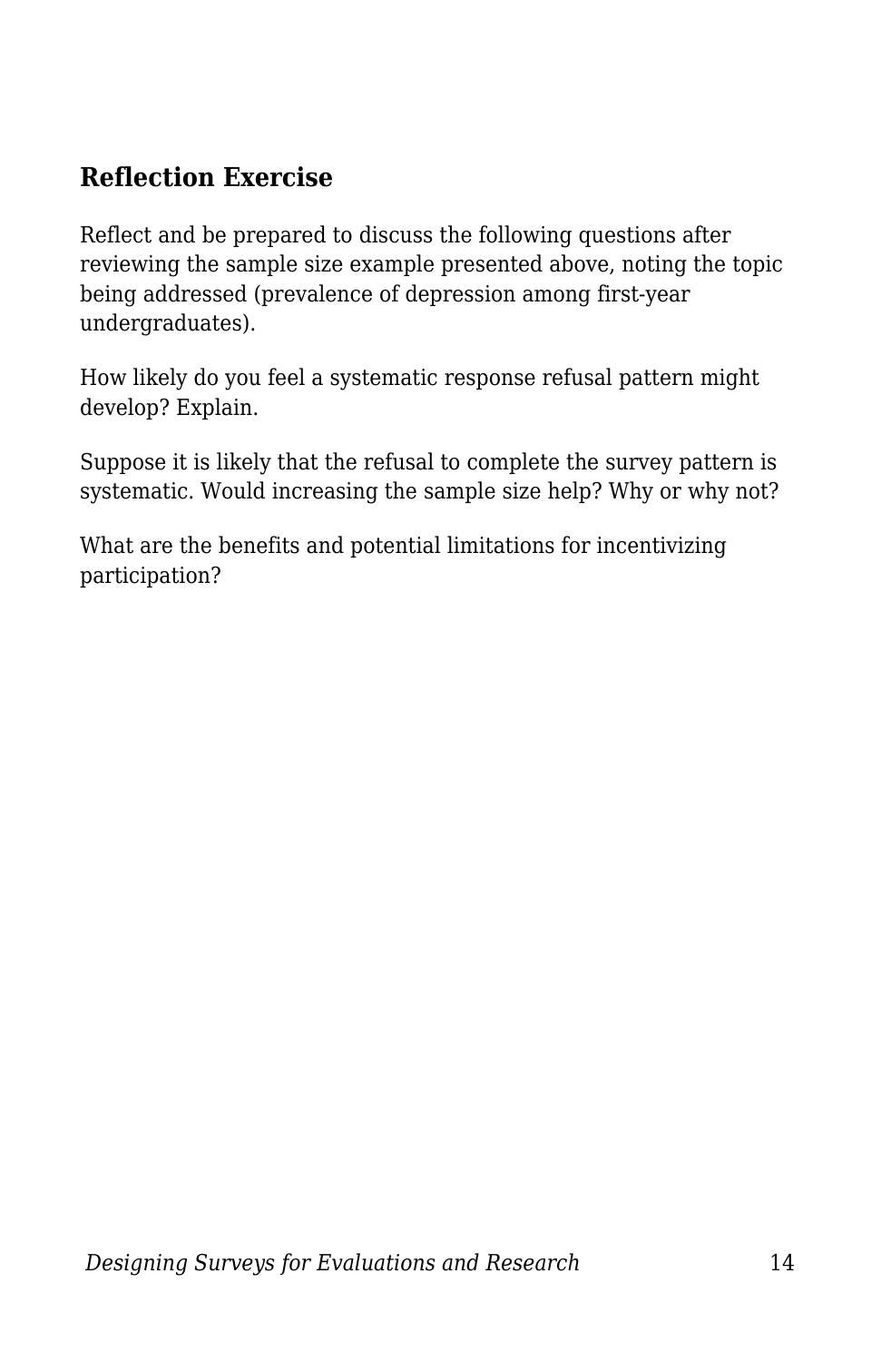### Reflection Exercise

Reflect and be prepared to discuss the following questions after reviewing the sample size example presented above, noting the topic being addressed (prevalence of depression among first-year undergraduates).

How likely do you feel a systematic response refusal pattern might develop? Explain.

Suppose it is likely that the refusal to complete the survey pattern is systematic. Would increasing the sample size help? Why or why not?

What are the benefits and potential limitations for incentivizing participation?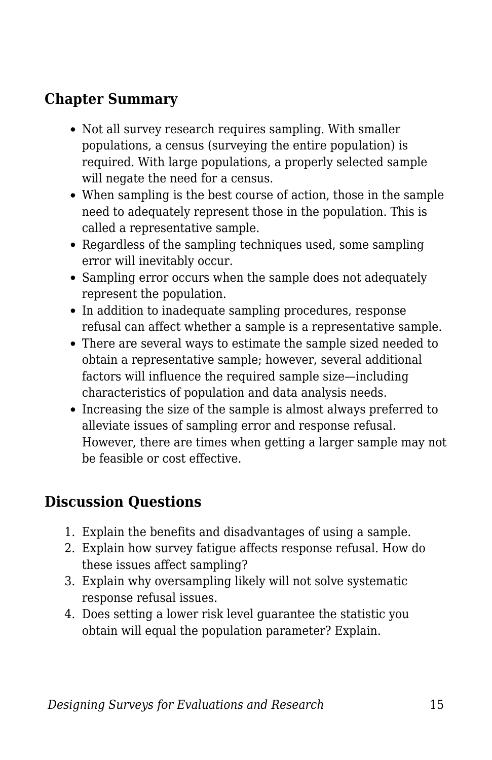## Chapter Summary

- Not all survey research requires sampling. With smaller populations, a census (surveying the entire population) is required. With large populations, a properly selected sample will negate the need for a census.
- When sampling is the best course of action, those in the sample need to adequately represent those in the population. This is called a representative sample.
- Regardless of the sampling techniques used, some sampling error will inevitably occur.
- Sampling error occurs when the sample does not adequately represent the population.
- In addition to inadequate sampling procedures, response refusal can affect whether a sample is a representative sample.
- There are several ways to estimate the sample sized needed to obtain a representative sample; however, several additional factors will influence the required sample size—including characteristics of population and data analysis needs.
- Increasing the size of the sample is almost always preferred to alleviate issues of sampling error and response refusal. However, there are times when getting a larger sample may not be feasible or cost effective.

## Discussion Questions

1. Explain the benefits and disadvantages of using a sample.
2. Explain how survey fatigue affects response refusal. How do these issues affect sampling?
3. Explain why oversampling likely will not solve systematic response refusal issues.
4. Does setting a lower risk level guarantee the statistic you obtain will equal the population parameter? Explain.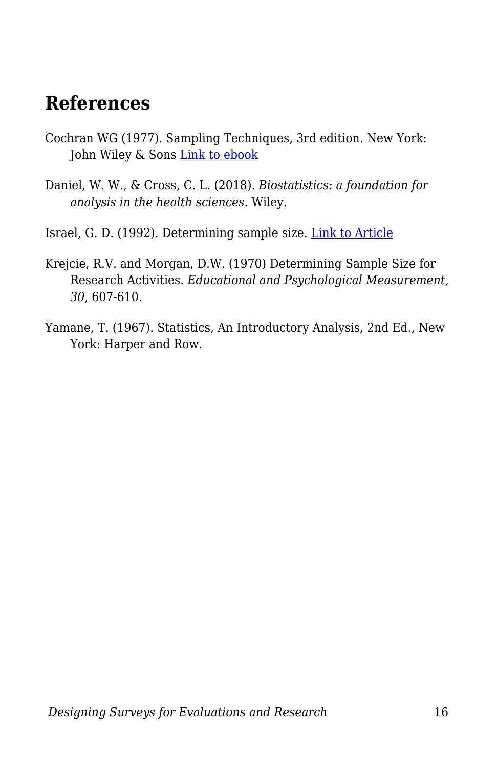## References

Cochran WG (1977). Sampling Techniques, 3rd edition. New York: John Wiley & Sons Link to ebook

Daniel, W. W., & Cross, C. L. (2018). *Biostatistics: a foundation for analysis in the health sciences*. Wiley.

Israel, G. D. (1992). Determining sample size. Link to Article

Krejcie, R.V. and Morgan, D.W. (1970) Determining Sample Size for Research Activities. *Educational and Psychological Measurement, 30*, 607-610.

Yamane, T. (1967). Statistics, An Introductory Analysis, 2nd Ed., New York: Harper and Row.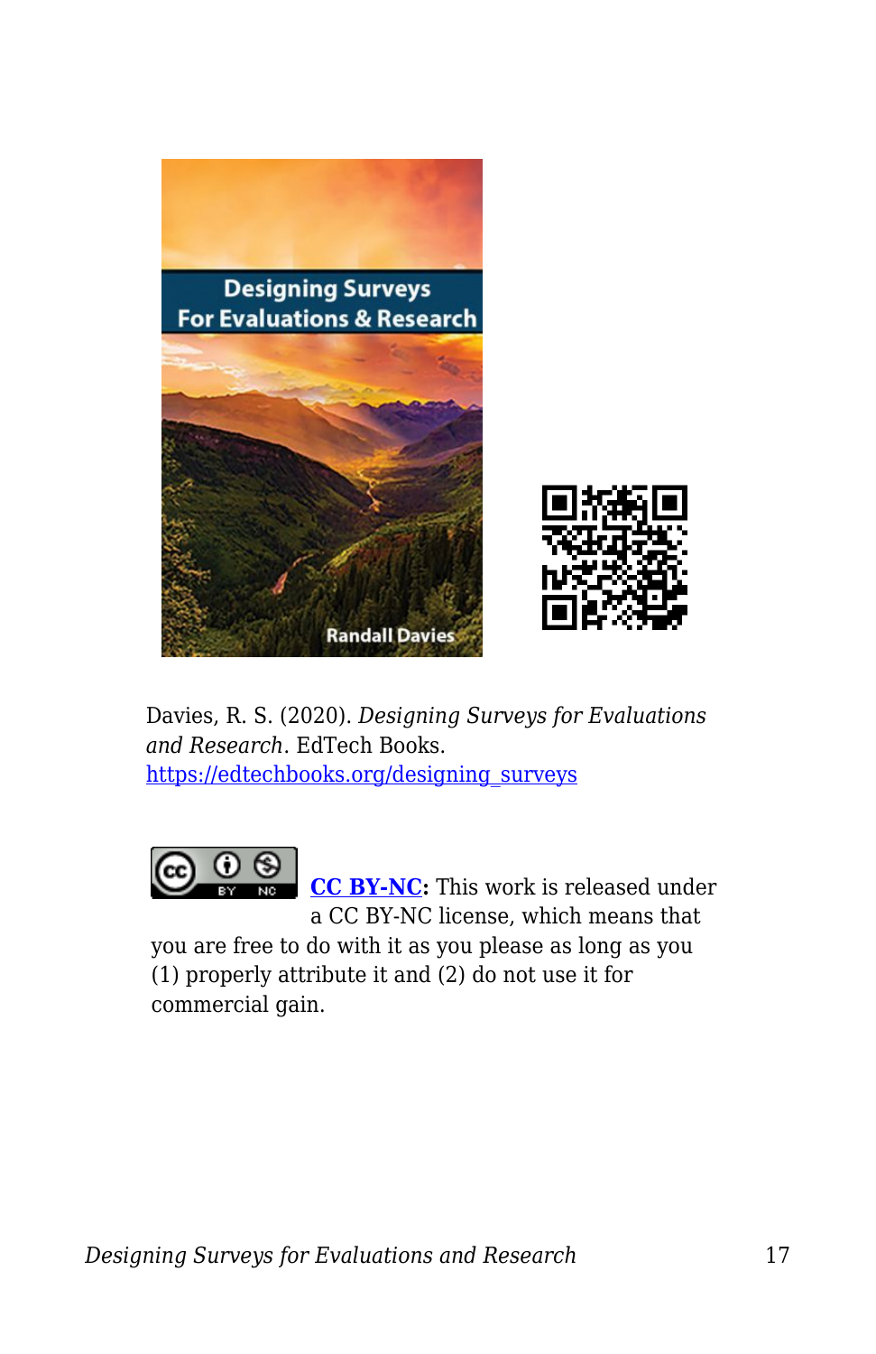Davies, R. S. (2020). *Designing Surveys for Evaluations and Research*. EdTech Books. [https://edtechbooks.org/designing_surveys](https://edtechbooks.org/designing_surveys)

**[CC BY-NC](https://creativecommons.org/licenses/by-nc/4.0/):** This work is released under a CC BY-NC license, which means that you are free to do with it as you please as long as you (1) properly attribute it and (2) do not use it for commercial gain.